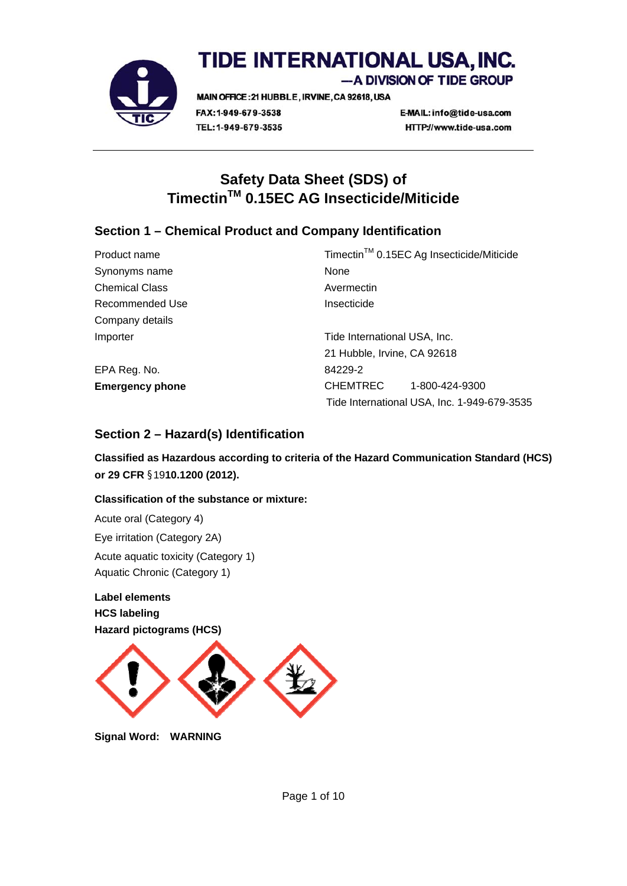# TIDE INTERNATIONAL USA, INC.

—A DIVISION OF TIDE GROUP

MAIN OFFICE: 21 HUBBLE, IRVINE, CA 92618, USA

FAX: 1-949-679-3538
TEL: 1-949-679-3535

E-MAIL: info@tide-usa.com
HTTP://www.tide-usa.com

## Safety Data Sheet (SDS) of Timectin™ 0.15EC AG Insecticide/Miticide

### Section 1 – Chemical Product and Company Identification

| | |
|---|---|
| Product name | Timectin™ 0.15EC Ag Insecticide/Miticide |
| Synonyms name | None |
| Chemical Class | Avermectin |
| Recommended Use | Insecticide |
| Company details | |
| Importer | Tide International USA, Inc.<br>21 Hubble, Irvine, CA 92618 |
| EPA Reg. No. | 84229-2 |
| **Emergency phone** | CHEMTREC 1-800-424-9300<br>Tide International USA, Inc. 1-949-679-3535 |

### Section 2 – Hazard(s) Identification

**Classified as Hazardous according to criteria of the Hazard Communication Standard (HCS) or 29 CFR §1910.1200 (2012).**

**Classification of the substance or mixture:**

Acute oral (Category 4)

Eye irritation (Category 2A)

Acute aquatic toxicity (Category 1)

Aquatic Chronic (Category 1)

**Label elements**

**HCS labeling**

**Hazard pictograms (HCS)**

**Signal Word: WARNING**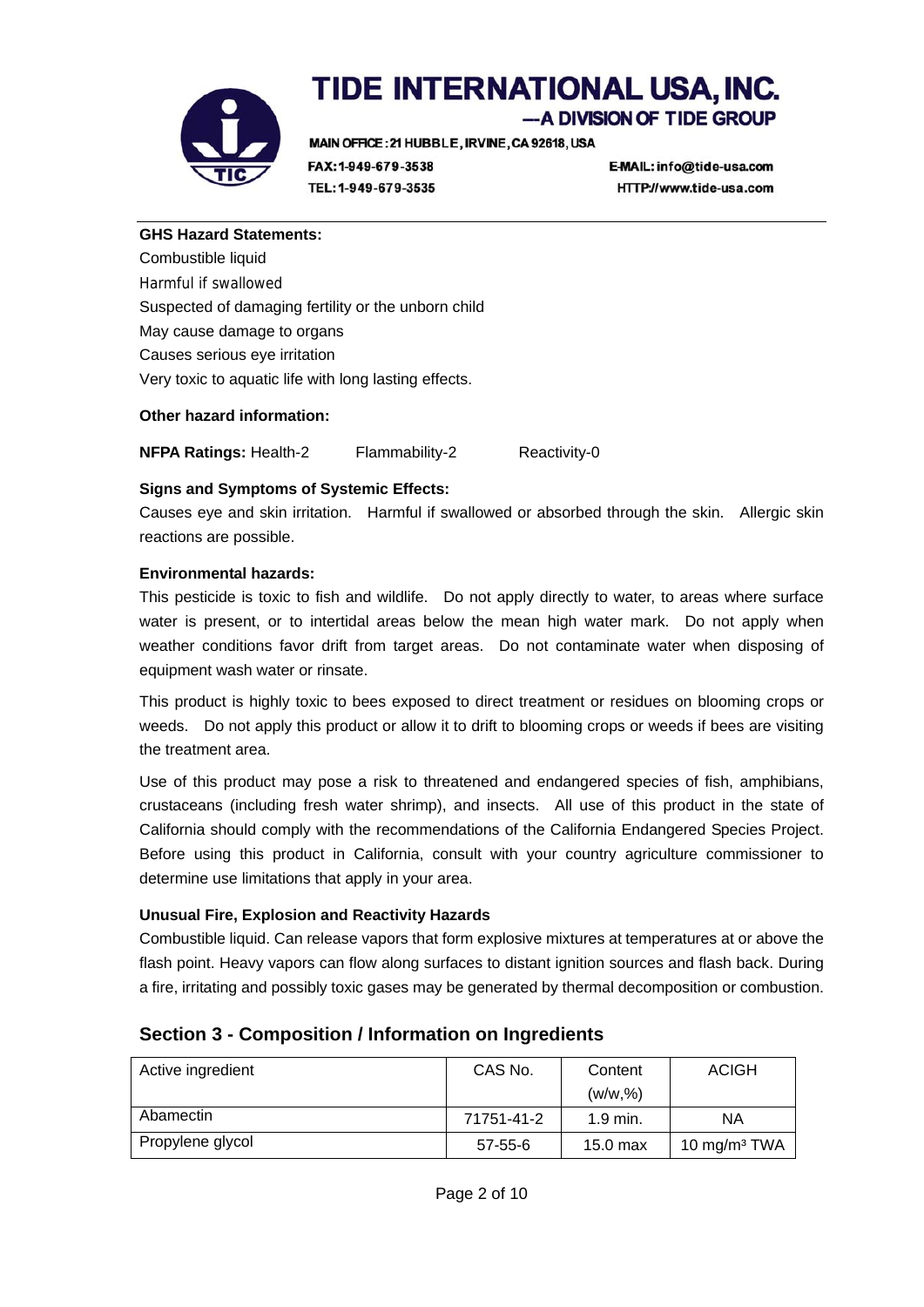**GHS Hazard Statements:**

Combustible liquid

Harmful if swallowed

Suspected of damaging fertility or the unborn child

May cause damage to organs

Causes serious eye irritation

Very toxic to aquatic life with long lasting effects.

**Other hazard information:**

**NFPA Ratings:** Health-2  Flammability-2  Reactivity-0

**Signs and Symptoms of Systemic Effects:**

Causes eye and skin irritation. Harmful if swallowed or absorbed through the skin. Allergic skin reactions are possible.

**Environmental hazards:**

This pesticide is toxic to fish and wildlife. Do not apply directly to water, to areas where surface water is present, or to intertidal areas below the mean high water mark. Do not apply when weather conditions favor drift from target areas. Do not contaminate water when disposing of equipment wash water or rinsate.

This product is highly toxic to bees exposed to direct treatment or residues on blooming crops or weeds. Do not apply this product or allow it to drift to blooming crops or weeds if bees are visiting the treatment area.

Use of this product may pose a risk to threatened and endangered species of fish, amphibians, crustaceans (including fresh water shrimp), and insects. All use of this product in the state of California should comply with the recommendations of the California Endangered Species Project. Before using this product in California, consult with your country agriculture commissioner to determine use limitations that apply in your area.

**Unusual Fire, Explosion and Reactivity Hazards**

Combustible liquid. Can release vapors that form explosive mixtures at temperatures at or above the flash point. Heavy vapors can flow along surfaces to distant ignition sources and flash back. During a fire, irritating and possibly toxic gases may be generated by thermal decomposition or combustion.

## Section 3 - Composition / Information on Ingredients

| Active ingredient | CAS No. | Content (w/w,%) | ACIGH |
|---|---|---|---|
| Abamectin | 71751-41-2 | 1.9 min. | NA |
| Propylene glycol | 57-55-6 | 15.0 max | 10 mg/m³ TWA |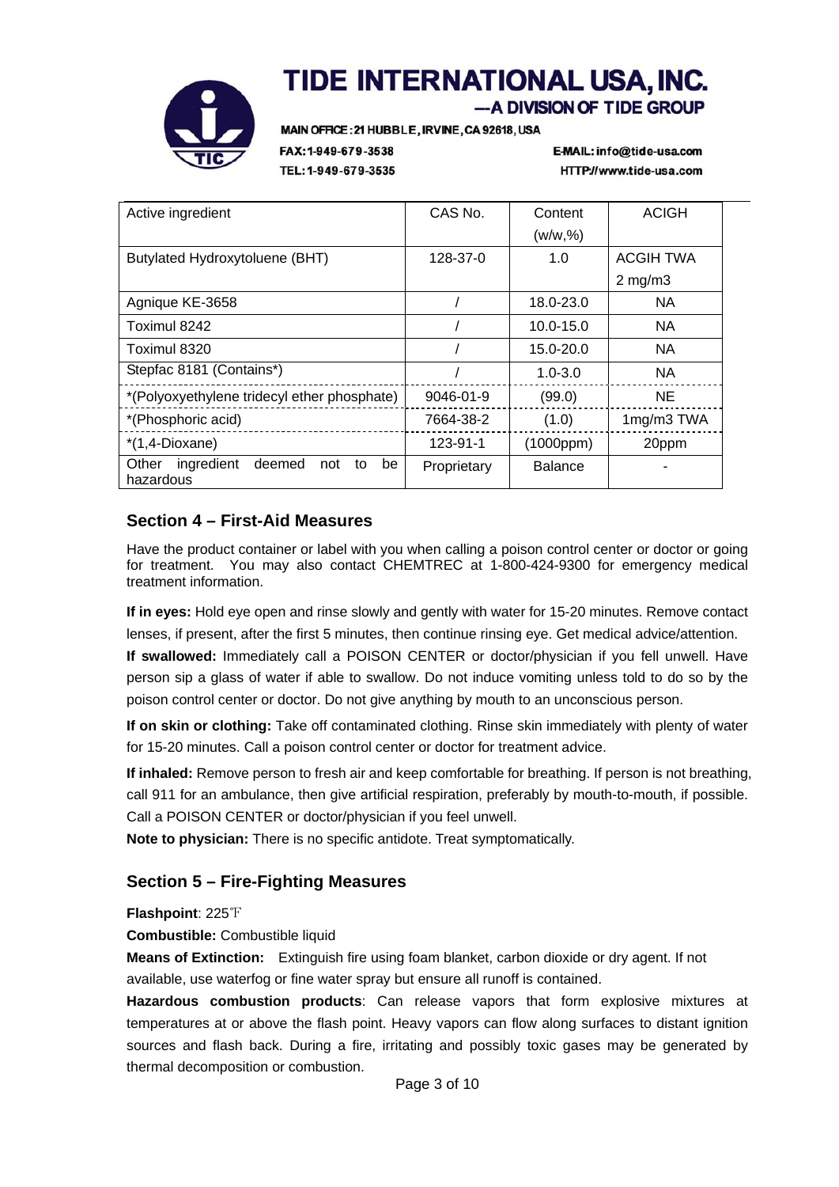| Active ingredient | CAS No. | Content (w/w,%) | ACIGH |
|---|---|---|---|
| Butylated Hydroxytoluene (BHT) | 128-37-0 | 1.0 | ACGIH TWA 2 mg/m3 |
| Agnique KE-3658 | / | 18.0-23.0 | NA |
| Toximul 8242 | / | 10.0-15.0 | NA |
| Toximul 8320 | / | 15.0-20.0 | NA |
| Stepfac 8181 (Contains*) | / | 1.0-3.0 | NA |
| *(Polyoxyethylene tridecyl ether phosphate) | 9046-01-9 | (99.0) | NE |
| *(Phosphoric acid) | 7664-38-2 | (1.0) | 1mg/m3 TWA |
| *(1,4-Dioxane) | 123-91-1 | (1000ppm) | 20ppm |
| Other ingredient deemed not to be hazardous | Proprietary | Balance | - |

## Section 4 – First-Aid Measures

Have the product container or label with you when calling a poison control center or doctor or going for treatment. You may also contact CHEMTREC at 1-800-424-9300 for emergency medical treatment information.

**If in eyes:** Hold eye open and rinse slowly and gently with water for 15-20 minutes. Remove contact lenses, if present, after the first 5 minutes, then continue rinsing eye. Get medical advice/attention.

**If swallowed:** Immediately call a POISON CENTER or doctor/physician if you fell unwell. Have person sip a glass of water if able to swallow. Do not induce vomiting unless told to do so by the poison control center or doctor. Do not give anything by mouth to an unconscious person.

**If on skin or clothing:** Take off contaminated clothing. Rinse skin immediately with plenty of water for 15-20 minutes. Call a poison control center or doctor for treatment advice.

**If inhaled:** Remove person to fresh air and keep comfortable for breathing. If person is not breathing, call 911 for an ambulance, then give artificial respiration, preferably by mouth-to-mouth, if possible. Call a POISON CENTER or doctor/physician if you feel unwell.

**Note to physician:** There is no specific antidote. Treat symptomatically.

## Section 5 – Fire-Fighting Measures

**Flashpoint**: 225℉

**Combustible:** Combustible liquid

**Means of Extinction:** Extinguish fire using foam blanket, carbon dioxide or dry agent. If not available, use waterfog or fine water spray but ensure all runoff is contained.

**Hazardous combustion products**: Can release vapors that form explosive mixtures at temperatures at or above the flash point. Heavy vapors can flow along surfaces to distant ignition sources and flash back. During a fire, irritating and possibly toxic gases may be generated by thermal decomposition or combustion.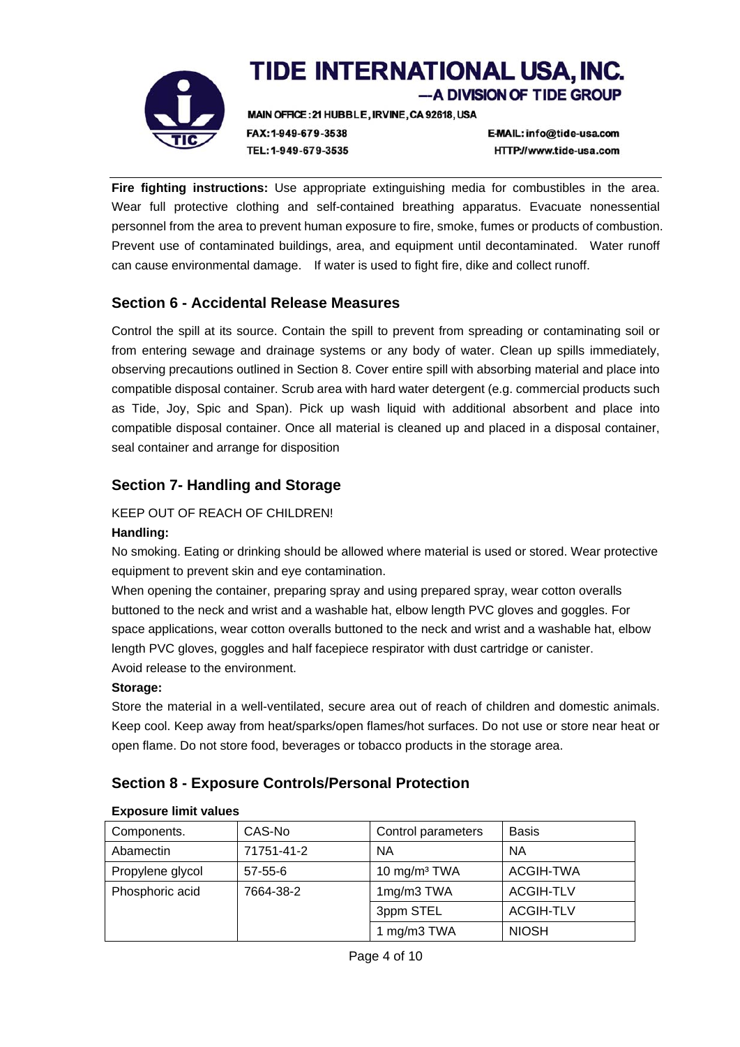**Fire fighting instructions:** Use appropriate extinguishing media for combustibles in the area. Wear full protective clothing and self-contained breathing apparatus. Evacuate nonessential personnel from the area to prevent human exposure to fire, smoke, fumes or products of combustion. Prevent use of contaminated buildings, area, and equipment until decontaminated. Water runoff can cause environmental damage. If water is used to fight fire, dike and collect runoff.

## Section 6 - Accidental Release Measures

Control the spill at its source. Contain the spill to prevent from spreading or contaminating soil or from entering sewage and drainage systems or any body of water. Clean up spills immediately, observing precautions outlined in Section 8. Cover entire spill with absorbing material and place into compatible disposal container. Scrub area with hard water detergent (e.g. commercial products such as Tide, Joy, Spic and Span). Pick up wash liquid with additional absorbent and place into compatible disposal container. Once all material is cleaned up and placed in a disposal container, seal container and arrange for disposition

## Section 7- Handling and Storage

KEEP OUT OF REACH OF CHILDREN!

**Handling:**

No smoking. Eating or drinking should be allowed where material is used or stored. Wear protective equipment to prevent skin and eye contamination.

When opening the container, preparing spray and using prepared spray, wear cotton overalls buttoned to the neck and wrist and a washable hat, elbow length PVC gloves and goggles. For space applications, wear cotton overalls buttoned to the neck and wrist and a washable hat, elbow length PVC gloves, goggles and half facepiece respirator with dust cartridge or canister.

Avoid release to the environment.

**Storage:**

Store the material in a well-ventilated, secure area out of reach of children and domestic animals. Keep cool. Keep away from heat/sparks/open flames/hot surfaces. Do not use or store near heat or open flame. Do not store food, beverages or tobacco products in the storage area.

## Section 8 - Exposure Controls/Personal Protection

**Exposure limit values**

| Components. | CAS-No | Control parameters | Basis |
|---|---|---|---|
| Abamectin | 71751-41-2 | NA | NA |
| Propylene glycol | 57-55-6 | 10 mg/m$^3$ TWA | ACGIH-TWA |
| Phosphoric acid | 7664-38-2 | 1mg/m3 TWA | ACGIH-TLV |
| | | 3ppm STEL | ACGIH-TLV |
| | | 1 mg/m3 TWA | NIOSH |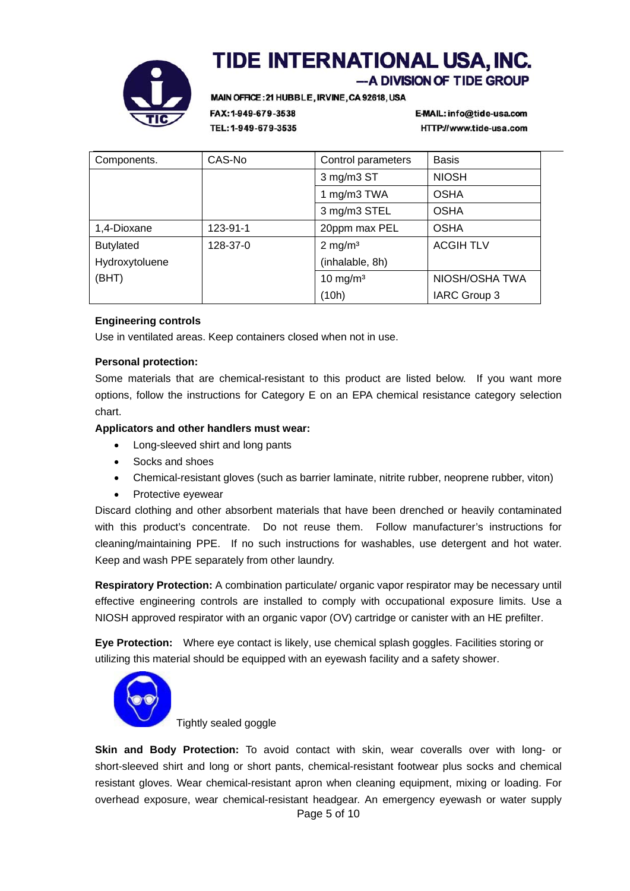| Components. | CAS-No | Control parameters | Basis |
|---|---|---|---|
| | | 3 mg/m3 ST | NIOSH |
| | | 1 mg/m3 TWA | OSHA |
| | | 3 mg/m3 STEL | OSHA |
| 1,4-Dioxane | 123-91-1 | 20ppm max PEL | OSHA |
| Butylated Hydroxytoluene (BHT) | 128-37-0 | 2 mg/m³ (inhalable, 8h) | ACGIH TLV |
| | | 10 mg/m³ (10h) | NIOSH/OSHA TWA IARC Group 3 |

**Engineering controls**

Use in ventilated areas. Keep containers closed when not in use.

**Personal protection:**

Some materials that are chemical-resistant to this product are listed below. If you want more options, follow the instructions for Category E on an EPA chemical resistance category selection chart.

**Applicators and other handlers must wear:**

- Long-sleeved shirt and long pants
- Socks and shoes
- Chemical-resistant gloves (such as barrier laminate, nitrite rubber, neoprene rubber, viton)
- Protective eyewear

Discard clothing and other absorbent materials that have been drenched or heavily contaminated with this product's concentrate. Do not reuse them. Follow manufacturer's instructions for cleaning/maintaining PPE. If no such instructions for washables, use detergent and hot water. Keep and wash PPE separately from other laundry.

**Respiratory Protection:** A combination particulate/ organic vapor respirator may be necessary until effective engineering controls are installed to comply with occupational exposure limits. Use a NIOSH approved respirator with an organic vapor (OV) cartridge or canister with an HE prefilter.

**Eye Protection:** Where eye contact is likely, use chemical splash goggles. Facilities storing or utilizing this material should be equipped with an eyewash facility and a safety shower.

Tightly sealed goggle

**Skin and Body Protection:** To avoid contact with skin, wear coveralls over with long- or short-sleeved shirt and long or short pants, chemical-resistant footwear plus socks and chemical resistant gloves. Wear chemical-resistant apron when cleaning equipment, mixing or loading. For overhead exposure, wear chemical-resistant headgear. An emergency eyewash or water supply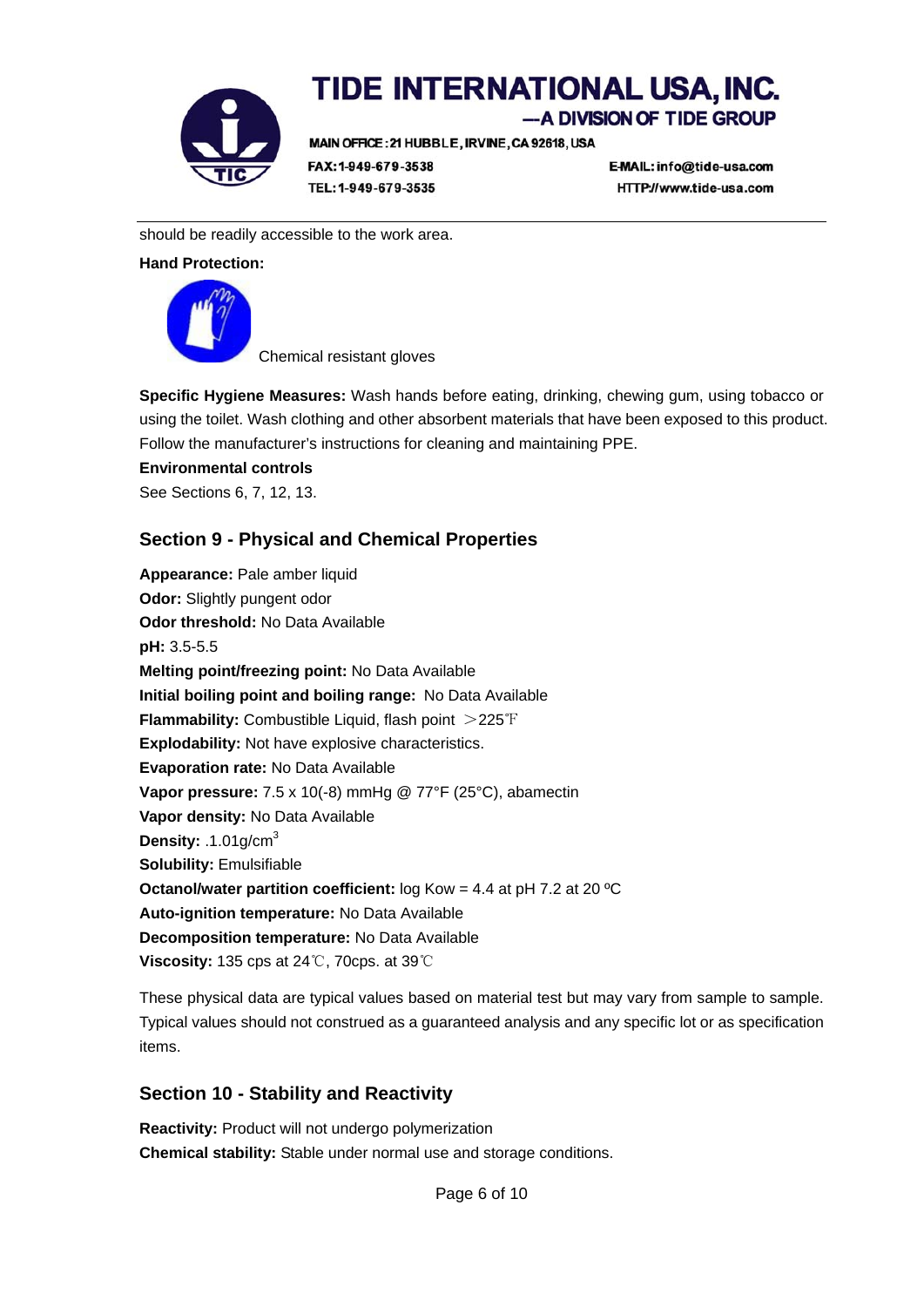should be readily accessible to the work area.

**Hand Protection:**

Chemical resistant gloves

**Specific Hygiene Measures:** Wash hands before eating, drinking, chewing gum, using tobacco or using the toilet. Wash clothing and other absorbent materials that have been exposed to this product. Follow the manufacturer's instructions for cleaning and maintaining PPE.

**Environmental controls**

See Sections 6, 7, 12, 13.

## Section 9 - Physical and Chemical Properties

**Appearance:** Pale amber liquid
**Odor:** Slightly pungent odor
**Odor threshold:** No Data Available
**pH:** 3.5-5.5
**Melting point/freezing point:** No Data Available
**Initial boiling point and boiling range:** No Data Available
**Flammability:** Combustible Liquid, flash point ＞225℉
**Explodability:** Not have explosive characteristics.
**Evaporation rate:** No Data Available
**Vapor pressure:** 7.5 x 10(-8) mmHg @ 77°F (25°C), abamectin
**Vapor density:** No Data Available
**Density:** .1.01g/$cm^3$
**Solubility:** Emulsifiable
**Octanol/water partition coefficient:** log Kow = 4.4 at pH 7.2 at 20 ºC
**Auto-ignition temperature:** No Data Available
**Decomposition temperature:** No Data Available
**Viscosity:** 135 cps at 24℃, 70cps. at 39℃

These physical data are typical values based on material test but may vary from sample to sample. Typical values should not construed as a guaranteed analysis and any specific lot or as specification items.

## Section 10 - Stability and Reactivity

**Reactivity:** Product will not undergo polymerization
**Chemical stability:** Stable under normal use and storage conditions.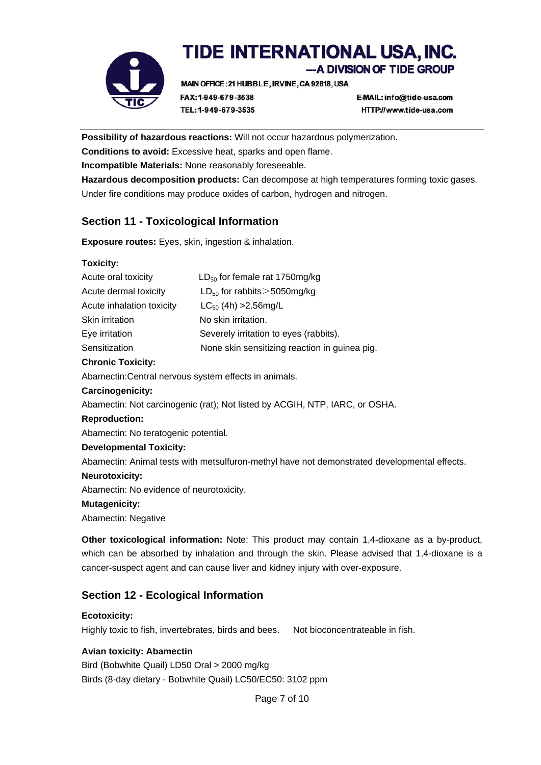**Possibility of hazardous reactions:** Will not occur hazardous polymerization.

**Conditions to avoid:** Excessive heat, sparks and open flame.

**Incompatible Materials:** None reasonably foreseeable.

**Hazardous decomposition products:** Can decompose at high temperatures forming toxic gases. Under fire conditions may produce oxides of carbon, hydrogen and nitrogen.

## Section 11 - Toxicological Information

**Exposure routes:** Eyes, skin, ingestion & inhalation.

**Toxicity:**

| | |
|---|---|
| Acute oral toxicity | $LD_{50}$ for female rat 1750mg/kg |
| Acute dermal toxicity | $LD_{50}$ for rabbits＞5050mg/kg |
| Acute inhalation toxicity | $LC_{50}$ (4h) >2.56mg/L |
| Skin irritation | No skin irritation. |
| Eye irritation | Severely irritation to eyes (rabbits). |
| Sensitization | None skin sensitizing reaction in guinea pig. |

**Chronic Toxicity:**

Abamectin:Central nervous system effects in animals.

**Carcinogenicity:**

Abamectin: Not carcinogenic (rat); Not listed by ACGIH, NTP, IARC, or OSHA.

**Reproduction:**

Abamectin: No teratogenic potential.

**Developmental Toxicity:**

Abamectin: Animal tests with metsulfuron-methyl have not demonstrated developmental effects.

**Neurotoxicity:**

Abamectin: No evidence of neurotoxicity.

**Mutagenicity:**

Abamectin: Negative

**Other toxicological information:** Note: This product may contain 1,4-dioxane as a by-product, which can be absorbed by inhalation and through the skin. Please advised that 1,4-dioxane is a cancer-suspect agent and can cause liver and kidney injury with over-exposure.

## Section 12 - Ecological Information

**Ecotoxicity:**

Highly toxic to fish, invertebrates, birds and bees. Not bioconcentrateable in fish.

**Avian toxicity: Abamectin**

Bird (Bobwhite Quail) LD50 Oral > 2000 mg/kg

Birds (8-day dietary - Bobwhite Quail) LC50/EC50: 3102 ppm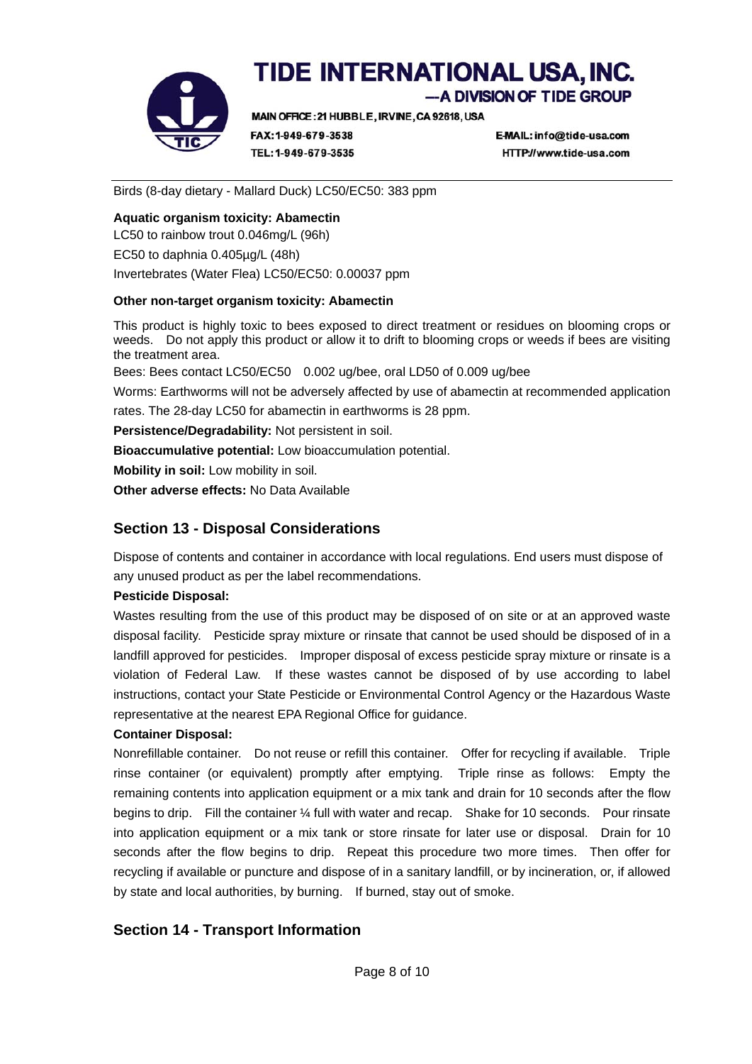Birds (8-day dietary - Mallard Duck) LC50/EC50: 383 ppm

**Aquatic organism toxicity: Abamectin**

LC50 to rainbow trout 0.046mg/L (96h)

EC50 to daphnia 0.405μg/L (48h)

Invertebrates (Water Flea) LC50/EC50: 0.00037 ppm

**Other non-target organism toxicity: Abamectin**

This product is highly toxic to bees exposed to direct treatment or residues on blooming crops or weeds. Do not apply this product or allow it to drift to blooming crops or weeds if bees are visiting the treatment area.

Bees: Bees contact LC50/EC50 0.002 ug/bee, oral LD50 of 0.009 ug/bee

Worms: Earthworms will not be adversely affected by use of abamectin at recommended application rates. The 28-day LC50 for abamectin in earthworms is 28 ppm.

**Persistence/Degradability:** Not persistent in soil.

**Bioaccumulative potential:** Low bioaccumulation potential.

**Mobility in soil:** Low mobility in soil.

**Other adverse effects:** No Data Available

## Section 13 - Disposal Considerations

Dispose of contents and container in accordance with local regulations. End users must dispose of any unused product as per the label recommendations.

**Pesticide Disposal:**

Wastes resulting from the use of this product may be disposed of on site or at an approved waste disposal facility. Pesticide spray mixture or rinsate that cannot be used should be disposed of in a landfill approved for pesticides. Improper disposal of excess pesticide spray mixture or rinsate is a violation of Federal Law. If these wastes cannot be disposed of by use according to label instructions, contact your State Pesticide or Environmental Control Agency or the Hazardous Waste representative at the nearest EPA Regional Office for guidance.

**Container Disposal:**

Nonrefillable container. Do not reuse or refill this container. Offer for recycling if available. Triple rinse container (or equivalent) promptly after emptying. Triple rinse as follows: Empty the remaining contents into application equipment or a mix tank and drain for 10 seconds after the flow begins to drip. Fill the container ¼ full with water and recap. Shake for 10 seconds. Pour rinsate into application equipment or a mix tank or store rinsate for later use or disposal. Drain for 10 seconds after the flow begins to drip. Repeat this procedure two more times. Then offer for recycling if available or puncture and dispose of in a sanitary landfill, or by incineration, or, if allowed by state and local authorities, by burning. If burned, stay out of smoke.

## Section 14 - Transport Information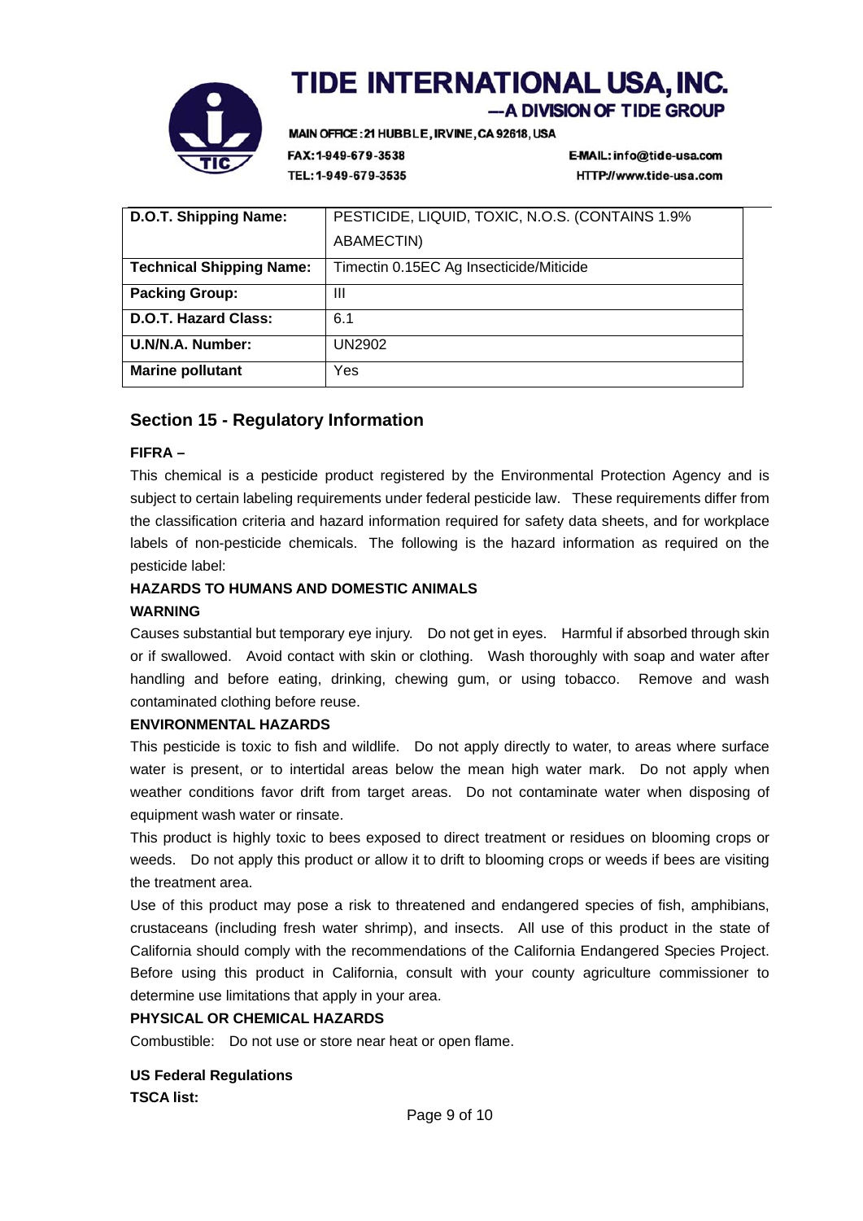| D.O.T. Shipping Name: | PESTICIDE, LIQUID, TOXIC, N.O.S. (CONTAINS 1.9% ABAMECTIN) |
| --- | --- |
| Technical Shipping Name: | Timectin 0.15EC Ag Insecticide/Miticide |
| Packing Group: | III |
| D.O.T. Hazard Class: | 6.1 |
| U.N/N.A. Number: | UN2902 |
| Marine pollutant | Yes |

## Section 15 - Regulatory Information

**FIFRA –**

This chemical is a pesticide product registered by the Environmental Protection Agency and is subject to certain labeling requirements under federal pesticide law. These requirements differ from the classification criteria and hazard information required for safety data sheets, and for workplace labels of non-pesticide chemicals. The following is the hazard information as required on the pesticide label:

**HAZARDS TO HUMANS AND DOMESTIC ANIMALS**

**WARNING**

Causes substantial but temporary eye injury. Do not get in eyes. Harmful if absorbed through skin or if swallowed. Avoid contact with skin or clothing. Wash thoroughly with soap and water after handling and before eating, drinking, chewing gum, or using tobacco. Remove and wash contaminated clothing before reuse.

**ENVIRONMENTAL HAZARDS**

This pesticide is toxic to fish and wildlife. Do not apply directly to water, to areas where surface water is present, or to intertidal areas below the mean high water mark. Do not apply when weather conditions favor drift from target areas. Do not contaminate water when disposing of equipment wash water or rinsate.

This product is highly toxic to bees exposed to direct treatment or residues on blooming crops or weeds. Do not apply this product or allow it to drift to blooming crops or weeds if bees are visiting the treatment area.

Use of this product may pose a risk to threatened and endangered species of fish, amphibians, crustaceans (including fresh water shrimp), and insects. All use of this product in the state of California should comply with the recommendations of the California Endangered Species Project. Before using this product in California, consult with your county agriculture commissioner to determine use limitations that apply in your area.

**PHYSICAL OR CHEMICAL HAZARDS**

Combustible: Do not use or store near heat or open flame.

**US Federal Regulations**

**TSCA list:**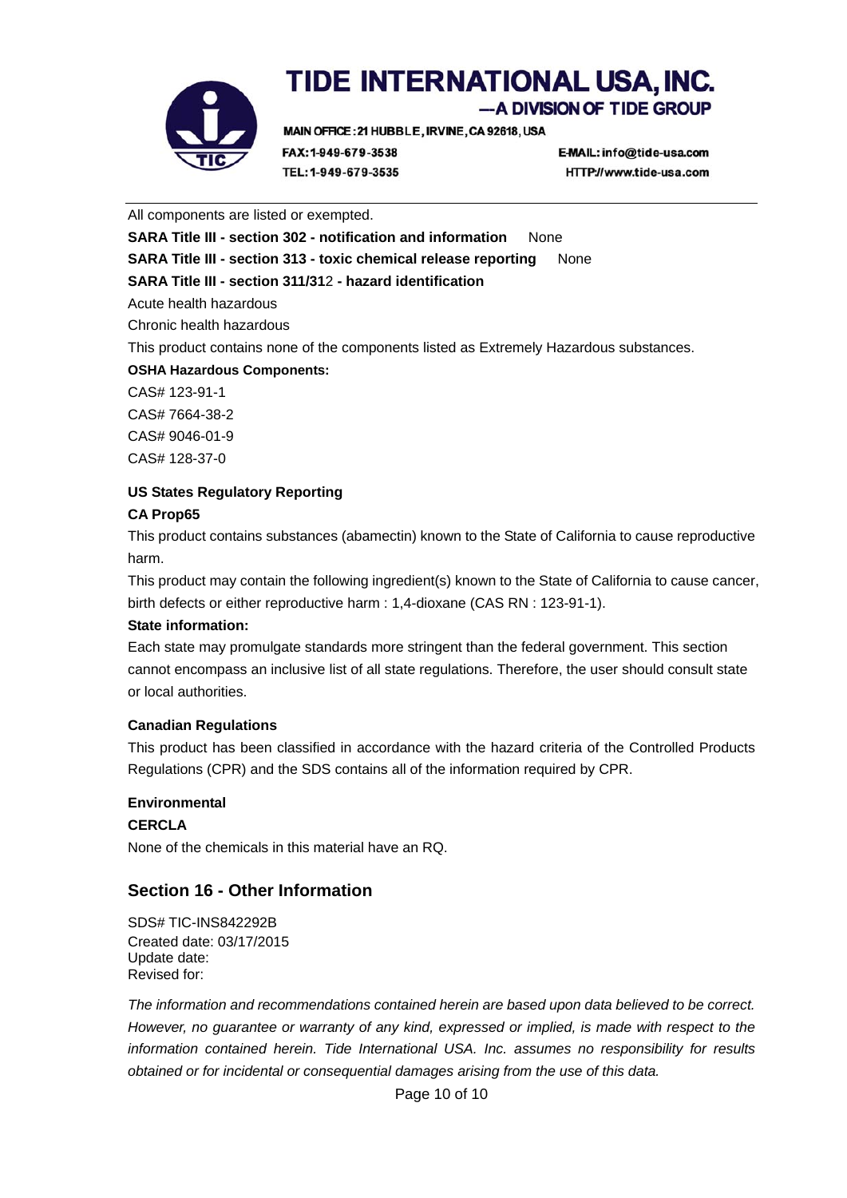All components are listed or exempted.

**SARA Title III - section 302 - notification and information** None

**SARA Title III - section 313 - toxic chemical release reporting** None

**SARA Title III - section 311/312 - hazard identification**

Acute health hazardous

Chronic health hazardous

This product contains none of the components listed as Extremely Hazardous substances.

**OSHA Hazardous Components:**

CAS# 123-91-1

CAS# 7664-38-2

CAS# 9046-01-9

CAS# 128-37-0

**US States Regulatory Reporting**

**CA Prop65**

This product contains substances (abamectin) known to the State of California to cause reproductive harm.

This product may contain the following ingredient(s) known to the State of California to cause cancer, birth defects or either reproductive harm : 1,4-dioxane (CAS RN : 123-91-1).

**State information:**

Each state may promulgate standards more stringent than the federal government. This section cannot encompass an inclusive list of all state regulations. Therefore, the user should consult state or local authorities.

**Canadian Regulations**

This product has been classified in accordance with the hazard criteria of the Controlled Products Regulations (CPR) and the SDS contains all of the information required by CPR.

**Environmental**

**CERCLA**

None of the chemicals in this material have an RQ.

## Section 16 - Other Information

SDS# TIC-INS842292B
Created date: 03/17/2015
Update date:
Revised for:

*The information and recommendations contained herein are based upon data believed to be correct. However, no guarantee or warranty of any kind, expressed or implied, is made with respect to the information contained herein. Tide International USA. Inc. assumes no responsibility for results obtained or for incidental or consequential damages arising from the use of this data.*